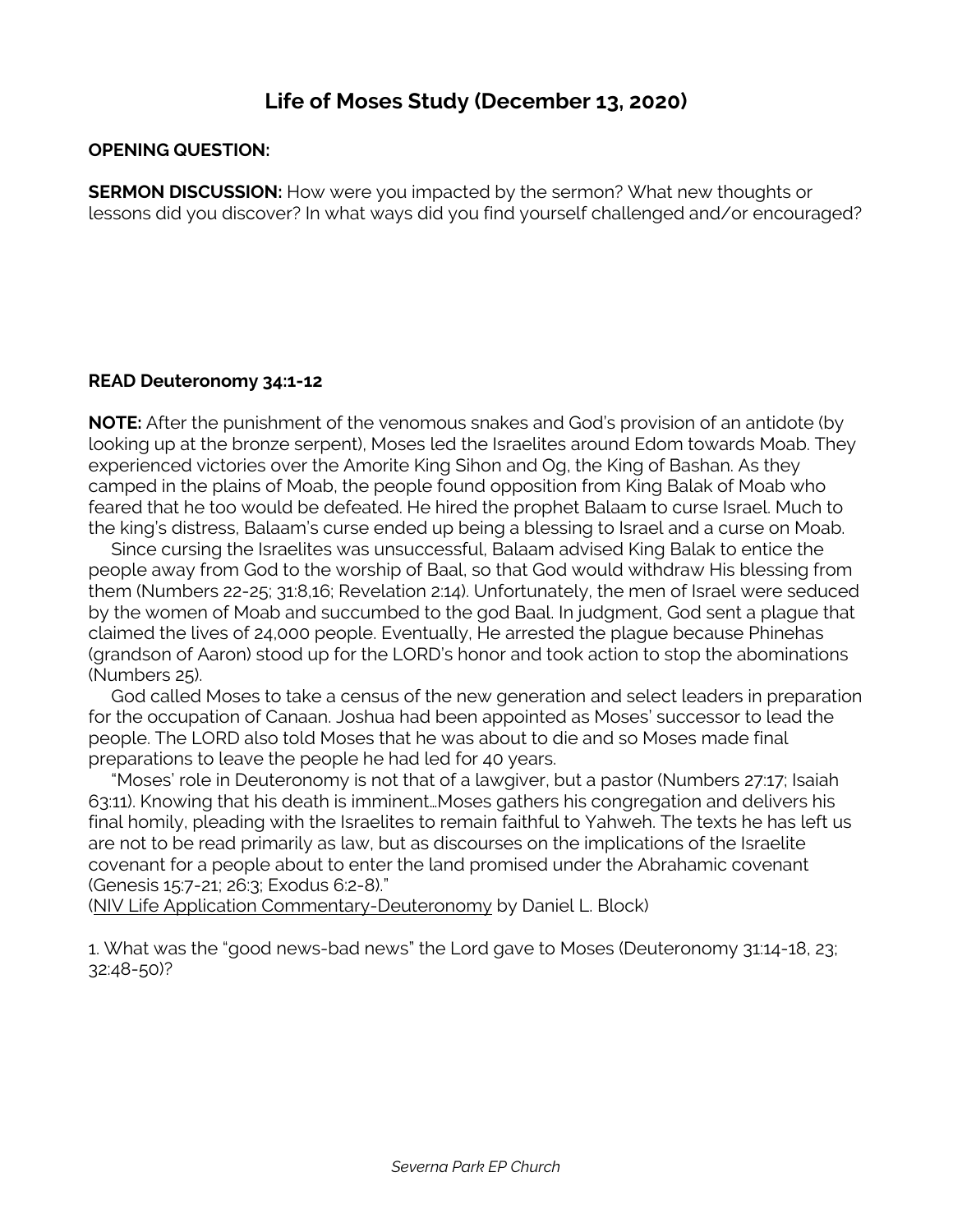# Life of Moses Study (December 13, 2020)

**OPENING QUESTION:**

**SERMON DISCUSSION:** How were you impacted by the sermon? What new thoughts or lessons did you discover? In what ways did you find yourself challenged and/or encouraged?

**READ Deuteronomy 34:1-12**

**NOTE:** After the punishment of the venomous snakes and God's provision of an antidote (by looking up at the bronze serpent), Moses led the Israelites around Edom towards Moab. They experienced victories over the Amorite King Sihon and Og, the King of Bashan. As they camped in the plains of Moab, the people found opposition from King Balak of Moab who feared that he too would be defeated. He hired the prophet Balaam to curse Israel. Much to the king's distress, Balaam's curse ended up being a blessing to Israel and a curse on Moab.

Since cursing the Israelites was unsuccessful, Balaam advised King Balak to entice the people away from God to the worship of Baal, so that God would withdraw His blessing from them (Numbers 22-25; 31:8,16; Revelation 2:14). Unfortunately, the men of Israel were seduced by the women of Moab and succumbed to the god Baal. In judgment, God sent a plague that claimed the lives of 24,000 people. Eventually, He arrested the plague because Phinehas (grandson of Aaron) stood up for the LORD's honor and took action to stop the abominations (Numbers 25).

God called Moses to take a census of the new generation and select leaders in preparation for the occupation of Canaan. Joshua had been appointed as Moses' successor to lead the people. The LORD also told Moses that he was about to die and so Moses made final preparations to leave the people he had led for 40 years.

"Moses' role in Deuteronomy is not that of a lawgiver, but a pastor (Numbers 27:17; Isaiah 63:11). Knowing that his death is imminent…Moses gathers his congregation and delivers his final homily, pleading with the Israelites to remain faithful to Yahweh. The texts he has left us are not to be read primarily as law, but as discourses on the implications of the Israelite covenant for a people about to enter the land promised under the Abrahamic covenant (Genesis 15:7-21; 26:3; Exodus 6:2-8)."
(NIV Life Application Commentary-Deuteronomy by Daniel L. Block)

1. What was the "good news-bad news" the Lord gave to Moses (Deuteronomy 31:14-18, 23; 32:48-50)?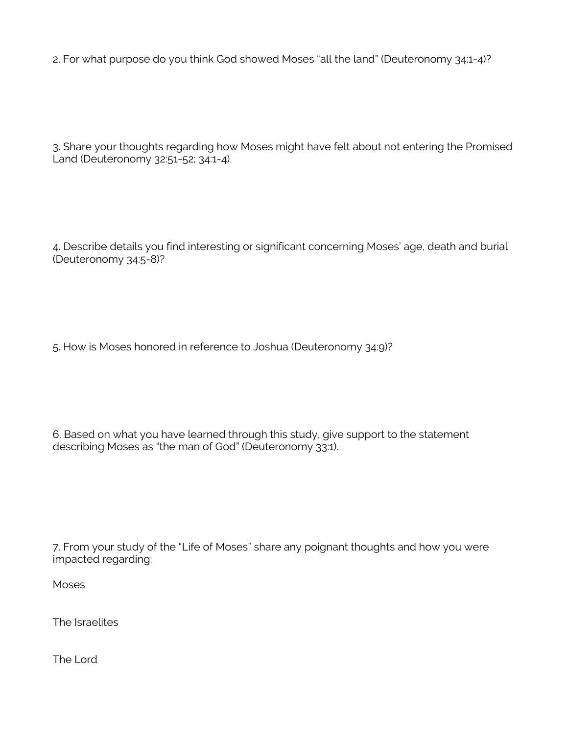2. For what purpose do you think God showed Moses "all the land" (Deuteronomy 34:1-4)?

3. Share your thoughts regarding how Moses might have felt about not entering the Promised Land (Deuteronomy 32:51-52; 34:1-4).

4. Describe details you find interesting or significant concerning Moses' age, death and burial (Deuteronomy 34:5-8)?

5. How is Moses honored in reference to Joshua (Deuteronomy 34:9)?

6. Based on what you have learned through this study, give support to the statement describing Moses as "the man of God" (Deuteronomy 33:1).

7. From your study of the "Life of Moses" share any poignant thoughts and how you were impacted regarding:

Moses

The Israelites

The Lord